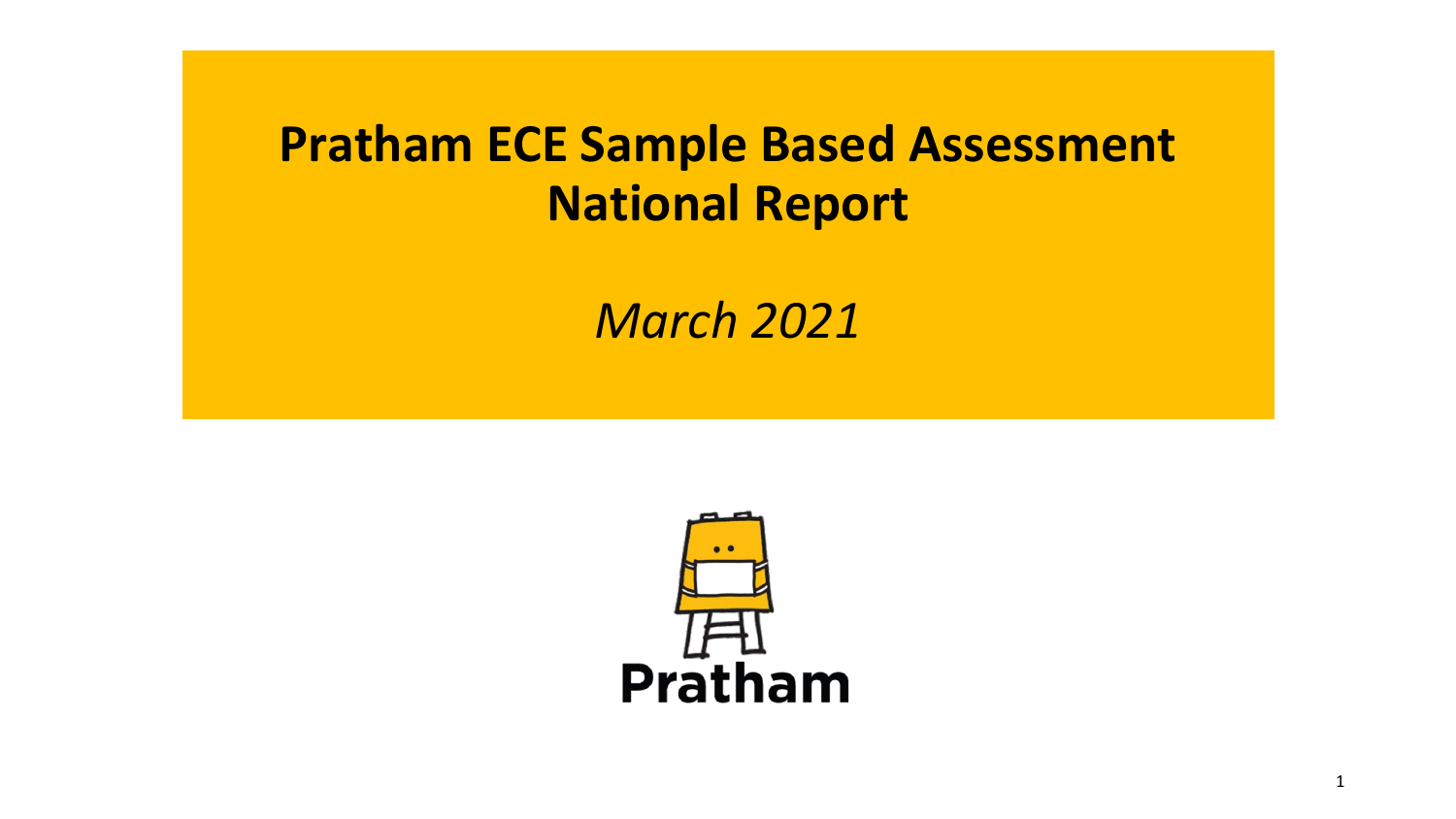# Pratham ECE Sample Based Assessment National Report

*March 2021*

Pratham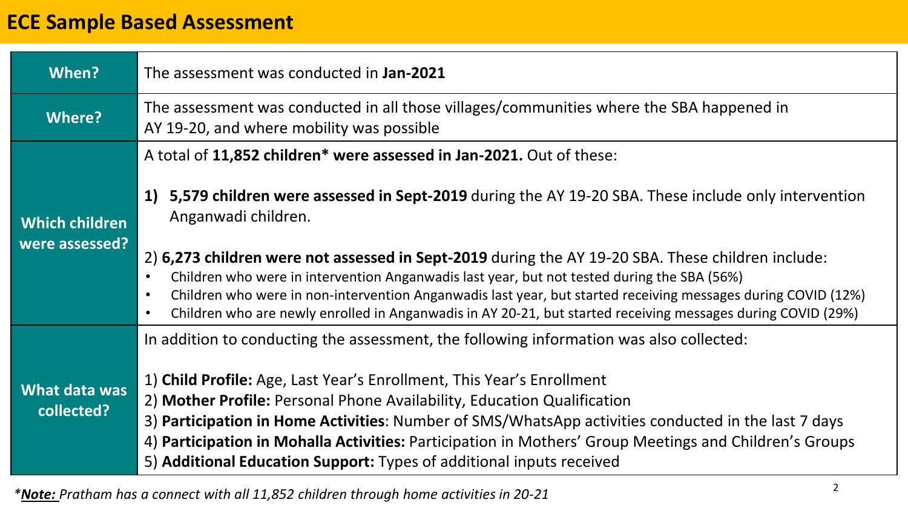# ECE Sample Based Assessment

| | |
|---|---|
| **When?** | The assessment was conducted in **Jan-2021** |
| **Where?** | The assessment was conducted in all those villages/communities where the SBA happened in AY 19-20, and where mobility was possible |
| **Which children were assessed?** | A total of **11,852 children* were assessed in Jan-2021.** Out of these:<br><br>1) **5,579 children were assessed in Sept-2019** during the AY 19-20 SBA. These include only intervention Anganwadi children.<br><br>2) **6,273 children were not assessed in Sept-2019** during the AY 19-20 SBA. These children include:<br>• Children who were in intervention Anganwadis last year, but not tested during the SBA (56%)<br>• Children who were in non-intervention Anganwadis last year, but started receiving messages during COVID (12%)<br>• Children who are newly enrolled in Anganwadis in AY 20-21, but started receiving messages during COVID (29%) |
| **What data was collected?** | In addition to conducting the assessment, the following information was also collected:<br><br>1) **Child Profile:** Age, Last Year's Enrollment, This Year's Enrollment<br>2) **Mother Profile:** Personal Phone Availability, Education Qualification<br>3) **Participation in Home Activities**: Number of SMS/WhatsApp activities conducted in the last 7 days<br>4) **Participation in Mohalla Activities:** Participation in Mothers' Group Meetings and Children's Groups<br>5) **Additional Education Support:** Types of additional inputs received |

**Note:* *Pratham has a connect with all 11,852 children through home activities in 20-21*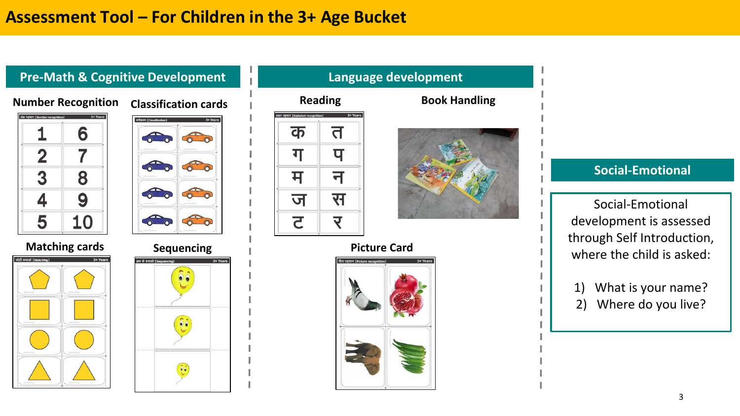# Assessment Tool – For Children in the 3+ Age Bucket

## Pre-Math & Cognitive Development

### Number Recognition

अंक पहचान (Number recognition) — 3+ Years

| 1 | 6 |
| --- | --- |
| 2 | 7 |
| 3 | 8 |
| 4 | 9 |
| 5 | 10 |

### Classification cards

वर्गीकरण (Classification) — 3+ Years

### Matching cards

जोड़ी बनाओ (Matching) — 3+ Years

### Sequencing

क्रम से बनाओ (Sequencing) — 3+ Years

## Language development

### Reading

अक्षर पहचान (Alphabet recognition) — 3+ Years

| क | त |
| --- | --- |
| ग | प |
| म | न |
| ज | स |
| ट | र |

### Book Handling

### Picture Card

चित्र पहचान (Picture recognition) — 3+ Years

## Social-Emotional

Social-Emotional development is assessed through Self Introduction, where the child is asked:

1) What is your name?
2) Where do you live?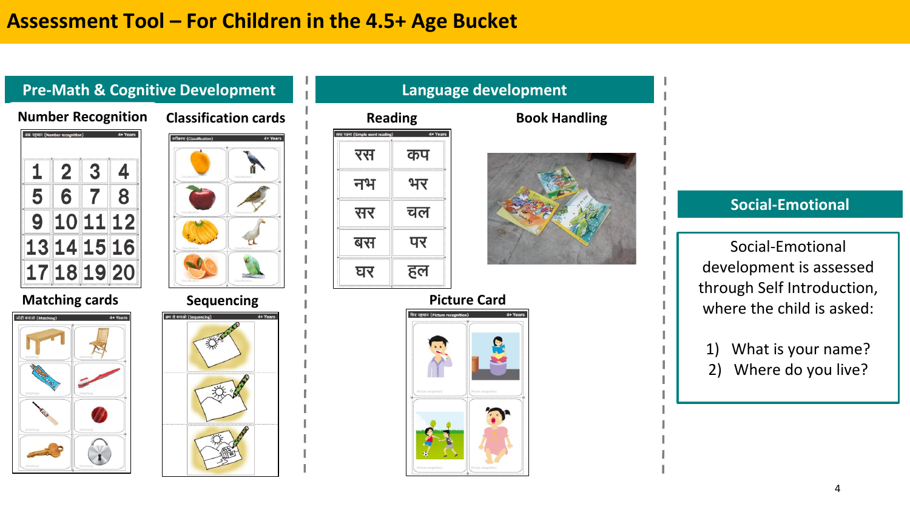# Assessment Tool – For Children in the 4.5+ Age Bucket

## Pre-Math & Cognitive Development

### Number Recognition

अंक पहचान (Number recognition) — 4+ Years

| 1 | 2 | 3 | 4 |
|---|---|---|---|
| 5 | 6 | 7 | 8 |
| 9 | 10 | 11 | 12 |
| 13 | 14 | 15 | 16 |
| 17 | 18 | 19 | 20 |

### Classification cards

वर्गीकरण (Classification) — 4+ Years

### Matching cards

जोड़ी बनाओ (Matching) — 4+ Years

### Sequencing

क्रम से बनाओ (Sequencing) — 4+ Years

## Language development

### Reading

शब्द पढ़ना (Simple word reading) — 4+ Years

| रस | कप |
|---|---|
| नभ | भर |
| सर | चल |
| बस | पर |
| घर | हल |

### Book Handling

### Picture Card

चित्र पहचान (Picture recognition) — 4+ Years

## Social-Emotional

Social-Emotional development is assessed through Self Introduction, where the child is asked:

1) What is your name?
2) Where do you live?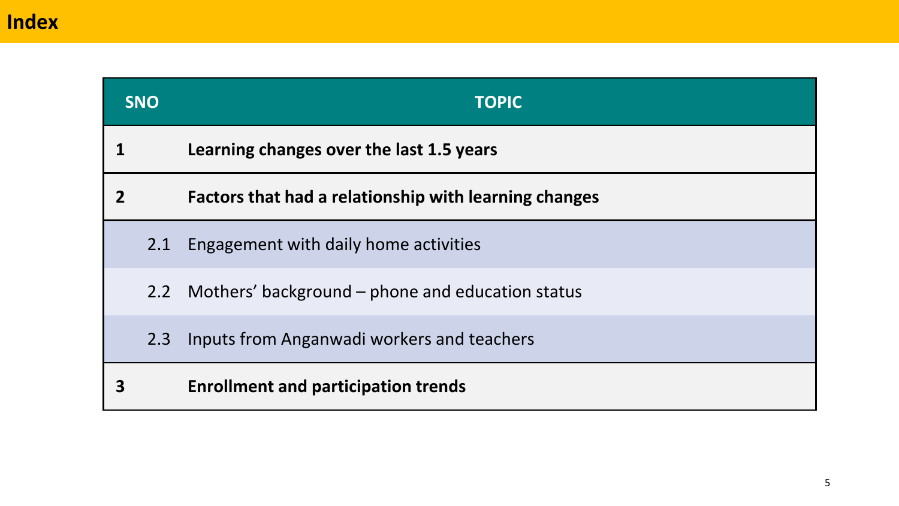# Index

| SNO | TOPIC |
|---|---|
| **1** | **Learning changes over the last 1.5 years** |
| **2** | **Factors that had a relationship with learning changes** |
| 2.1 | Engagement with daily home activities |
| 2.2 | Mothers' background – phone and education status |
| 2.3 | Inputs from Anganwadi workers and teachers |
| **3** | **Enrollment and participation trends** |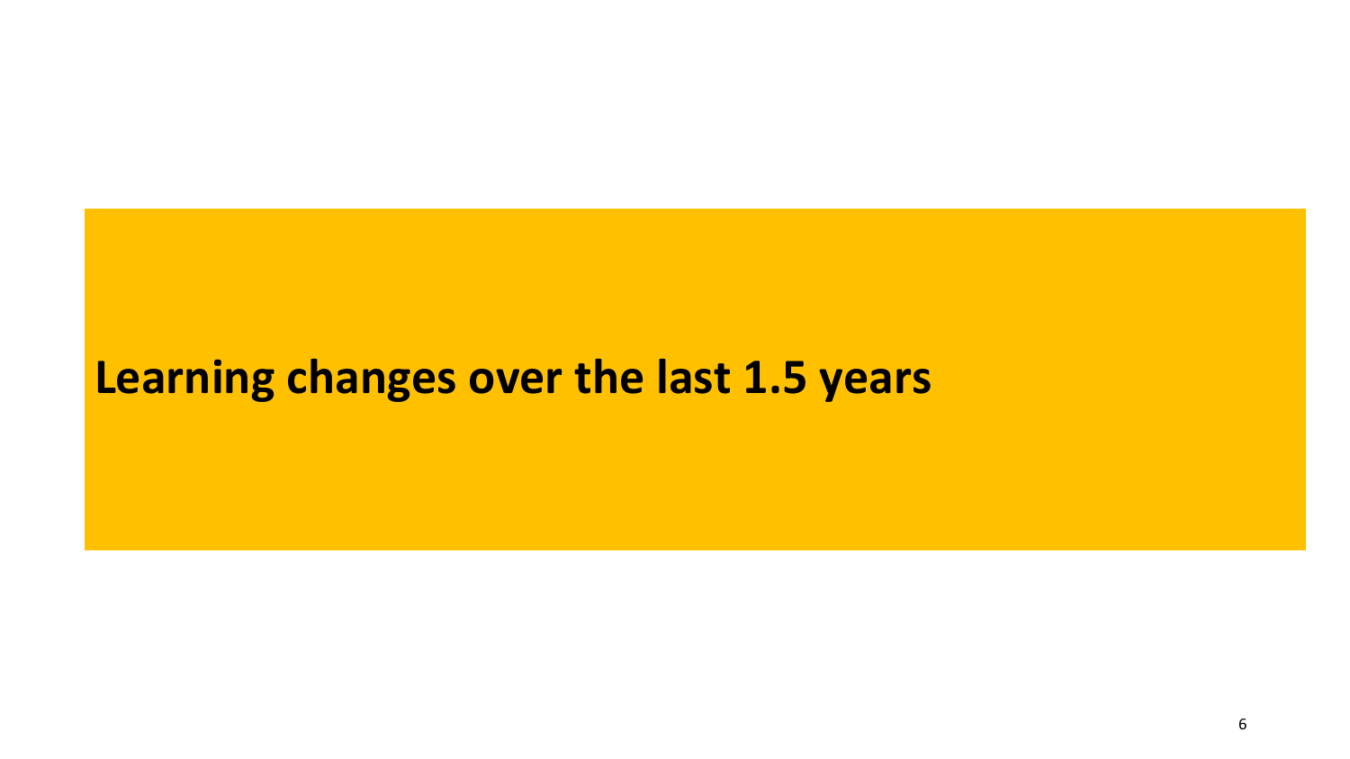# Learning changes over the last 1.5 years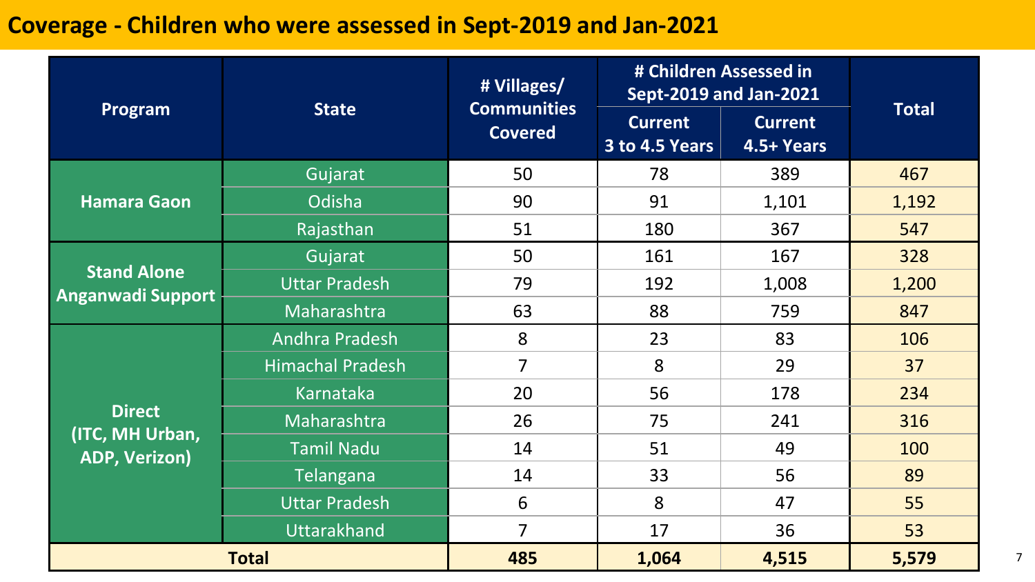# Coverage - Children who were assessed in Sept-2019 and Jan-2021

| Program | State | # Villages/ Communities Covered | # Children Assessed in Sept-2019 and Jan-2021 | | Total |
|---|---|---|---|---|---|
| | | | Current 3 to 4.5 Years | Current 4.5+ Years | |
| Hamara Gaon | Gujarat | 50 | 78 | 389 | 467 |
| | Odisha | 90 | 91 | 1,101 | 1,192 |
| | Rajasthan | 51 | 180 | 367 | 547 |
| Stand Alone Anganwadi Support | Gujarat | 50 | 161 | 167 | 328 |
| | Uttar Pradesh | 79 | 192 | 1,008 | 1,200 |
| | Maharashtra | 63 | 88 | 759 | 847 |
| Direct (ITC, MH Urban, ADP, Verizon) | Andhra Pradesh | 8 | 23 | 83 | 106 |
| | Himachal Pradesh | 7 | 8 | 29 | 37 |
| | Karnataka | 20 | 56 | 178 | 234 |
| | Maharashtra | 26 | 75 | 241 | 316 |
| | Tamil Nadu | 14 | 51 | 49 | 100 |
| | Telangana | 14 | 33 | 56 | 89 |
| | Uttar Pradesh | 6 | 8 | 47 | 55 |
| | Uttarakhand | 7 | 17 | 36 | 53 |
| **Total** | | **485** | **1,064** | **4,515** | **5,579** |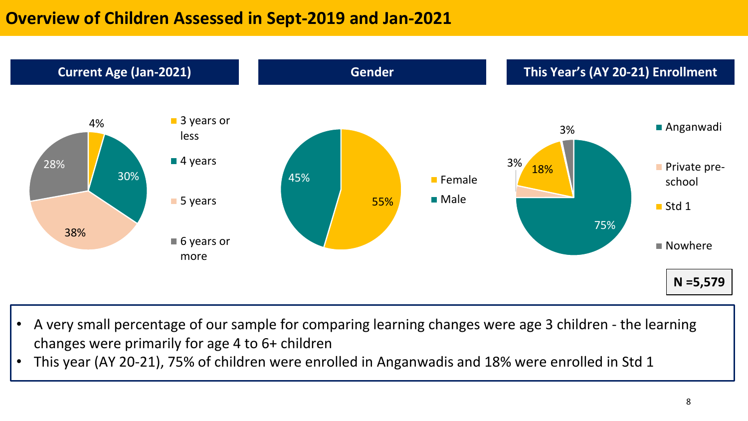# Overview of Children Assessed in Sept-2019 and Jan-2021

## Current Age (Jan-2021)

| Age | Percentage |
| --- | --- |
| 3 years or less | 4% |
| 4 years | 30% |
| 5 years | 38% |
| 6 years or more | 28% |

## Gender

| Gender | Percentage |
| --- | --- |
| Female | 55% |
| Male | 45% |

## This Year's (AY 20-21) Enrollment

| Enrollment | Percentage |
| --- | --- |
| Anganwadi | 75% |
| Private pre-school | 3% |
| Std 1 | 18% |
| Nowhere | 3% |

**N =5,579**

- A very small percentage of our sample for comparing learning changes were age 3 children - the learning changes were primarily for age 4 to 6+ children
- This year (AY 20-21), 75% of children were enrolled in Anganwadis and 18% were enrolled in Std 1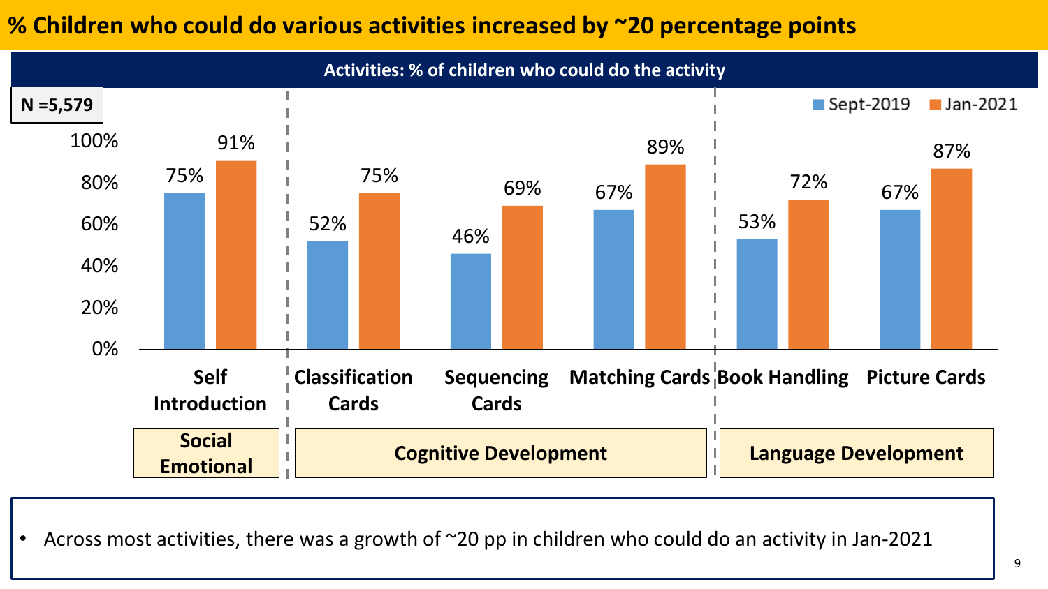# % Children who could do various activities increased by ~20 percentage points

**Activities: % of children who could do the activity**

**N =5,579**

| Domain | Activity | Sept-2019 | Jan-2021 |
|---|---|---|---|
| Social Emotional | Self Introduction | 75% | 91% |
| Cognitive Development | Classification Cards | 52% | 75% |
| Cognitive Development | Sequencing Cards | 46% | 69% |
| Cognitive Development | Matching Cards | 67% | 89% |
| Language Development | Book Handling | 53% | 72% |
| Language Development | Picture Cards | 67% | 87% |

- Across most activities, there was a growth of ~20 pp in children who could do an activity in Jan-2021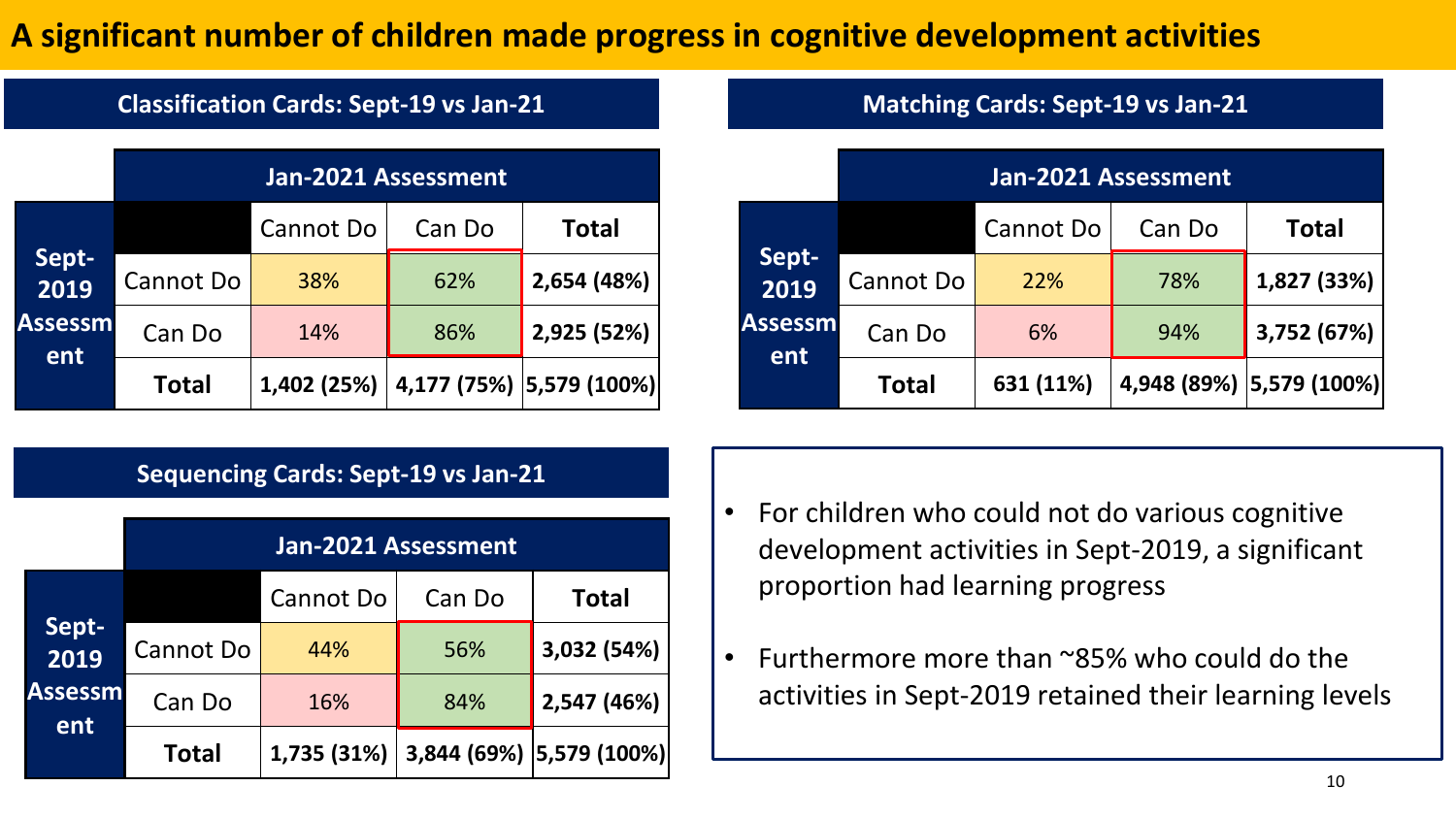# A significant number of children made progress in cognitive development activities

## Classification Cards: Sept-19 vs Jan-21

| | | Jan-2021 Assessment | | |
|---|---|---|---|---|
| | | Cannot Do | Can Do | Total |
| Sept-2019 Assessment | Cannot Do | 38% | 62% | 2,654 (48%) |
| | Can Do | 14% | 86% | 2,925 (52%) |
| | Total | 1,402 (25%) | 4,177 (75%) | 5,579 (100%) |

## Matching Cards: Sept-19 vs Jan-21

| | | Jan-2021 Assessment | | |
|---|---|---|---|---|
| | | Cannot Do | Can Do | Total |
| Sept-2019 Assessment | Cannot Do | 22% | 78% | 1,827 (33%) |
| | Can Do | 6% | 94% | 3,752 (67%) |
| | Total | 631 (11%) | 4,948 (89%) | 5,579 (100%) |

## Sequencing Cards: Sept-19 vs Jan-21

| | | Jan-2021 Assessment | | |
|---|---|---|---|---|
| | | Cannot Do | Can Do | Total |
| Sept-2019 Assessment | Cannot Do | 44% | 56% | 3,032 (54%) |
| | Can Do | 16% | 84% | 2,547 (46%) |
| | Total | 1,735 (31%) | 3,844 (69%) | 5,579 (100%) |

- For children who could not do various cognitive development activities in Sept-2019, a significant proportion had learning progress
- Furthermore more than ~85% who could do the activities in Sept-2019 retained their learning levels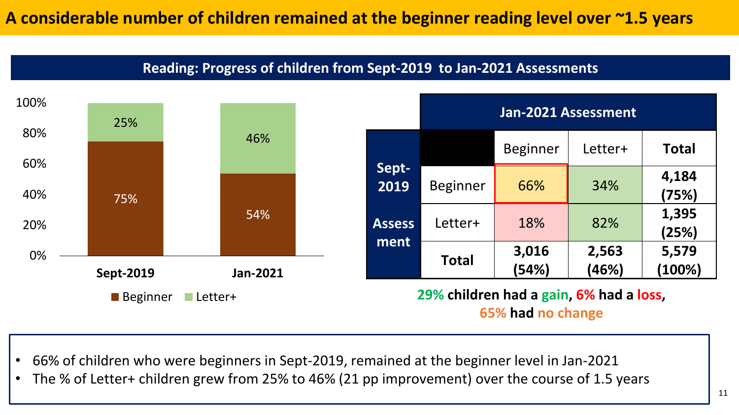# A considerable number of children remained at the beginner reading level over ~1.5 years

## Reading: Progress of children from Sept-2019 to Jan-2021 Assessments

| | Sept-2019 | Jan-2021 |
|---|---|---|
| Letter+ | 25% | 46% |
| Beginner | 75% | 54% |

| Sept-2019 Assessment | Jan-2021 Assessment: Beginner | Jan-2021 Assessment: Letter+ | Total |
|---|---|---|---|
| Beginner | 66% | 34% | 4,184 (75%) |
| Letter+ | 18% | 82% | 1,395 (25%) |
| **Total** | **3,016 (54%)** | **2,563 (46%)** | **5,579 (100%)** |

**29% children had a gain, 6% had a loss, 65% had no change**

- 66% of children who were beginners in Sept-2019, remained at the beginner level in Jan-2021
- The % of Letter+ children grew from 25% to 46% (21 pp improvement) over the course of 1.5 years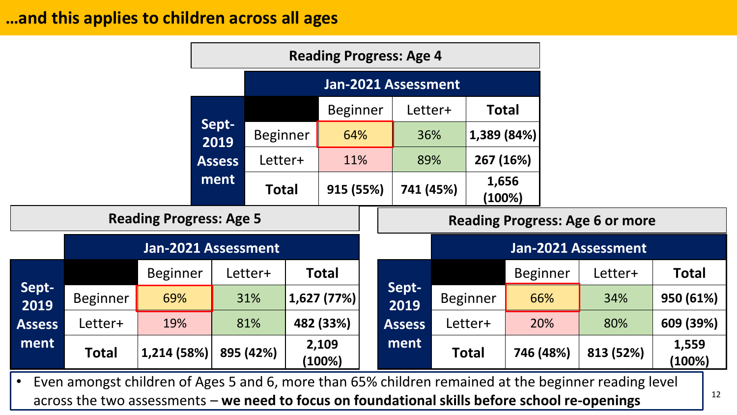# …and this applies to children across all ages

### Reading Progress: Age 4

| Sept-2019 Assessment | Jan-2021 Assessment: Beginner | Jan-2021 Assessment: Letter+ | Total |
|---|---|---|---|
| Beginner | 64% | 36% | 1,389 (84%) |
| Letter+ | 11% | 89% | 267 (16%) |
| Total | 915 (55%) | 741 (45%) | 1,656 (100%) |

### Reading Progress: Age 5

| Sept-2019 Assessment | Jan-2021 Assessment: Beginner | Jan-2021 Assessment: Letter+ | Total |
|---|---|---|---|
| Beginner | 69% | 31% | 1,627 (77%) |
| Letter+ | 19% | 81% | 482 (33%) |
| Total | 1,214 (58%) | 895 (42%) | 2,109 (100%) |

### Reading Progress: Age 6 or more

| Sept-2019 Assessment | Jan-2021 Assessment: Beginner | Jan-2021 Assessment: Letter+ | Total |
|---|---|---|---|
| Beginner | 66% | 34% | 950 (61%) |
| Letter+ | 20% | 80% | 609 (39%) |
| Total | 746 (48%) | 813 (52%) | 1,559 (100%) |

- Even amongst children of Ages 5 and 6, more than 65% children remained at the beginner reading level across the two assessments – **we need to focus on foundational skills before school re-openings**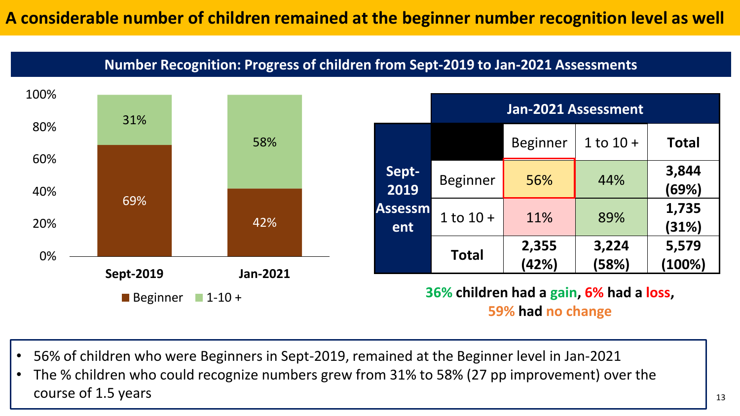# A considerable number of children remained at the beginner number recognition level as well

## Number Recognition: Progress of children from Sept-2019 to Jan-2021 Assessments

| | Sept-2019 | Jan-2021 |
|---|---|---|
| Beginner | 69% | 42% |
| 1-10 + | 31% | 58% |

| | | Jan-2021 Assessment | | |
|---|---|---|---|---|
| | | Beginner | 1 to 10 + | Total |
| Sept-2019 Assessment | Beginner | 56% | 44% | 3,844 (69%) |
| | 1 to 10 + | 11% | 89% | 1,735 (31%) |
| | Total | 2,355 (42%) | 3,224 (58%) | 5,579 (100%) |

**36% children had a gain, 6% had a loss, 59% had no change**

- 56% of children who were Beginners in Sept-2019, remained at the Beginner level in Jan-2021
- The % children who could recognize numbers grew from 31% to 58% (27 pp improvement) over the course of 1.5 years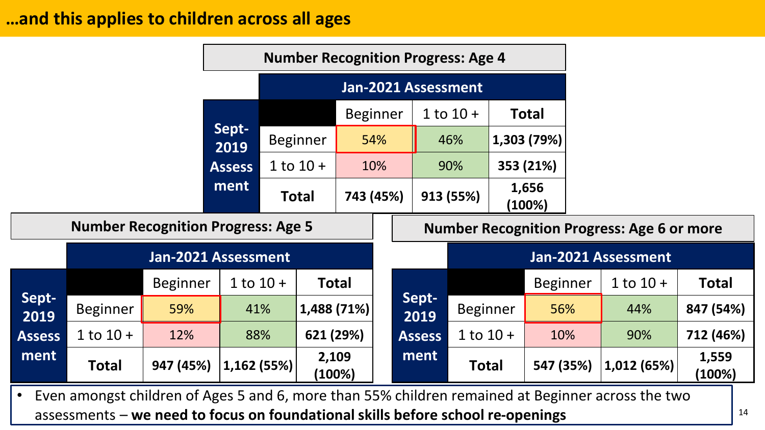# …and this applies to children across all ages

### Number Recognition Progress: Age 4

| Sept-2019 Assessment \ Jan-2021 Assessment | Beginner | 1 to 10 + | Total |
|---|---|---|---|
| Beginner | 54% | 46% | **1,303 (79%)** |
| 1 to 10 + | 10% | 90% | **353 (21%)** |
| **Total** | **743 (45%)** | **913 (55%)** | **1,656 (100%)** |

### Number Recognition Progress: Age 5

| Sept-2019 Assessment \ Jan-2021 Assessment | Beginner | 1 to 10 + | Total |
|---|---|---|---|
| Beginner | 59% | 41% | **1,488 (71%)** |
| 1 to 10 + | 12% | 88% | **621 (29%)** |
| **Total** | **947 (45%)** | **1,162 (55%)** | **2,109 (100%)** |

### Number Recognition Progress: Age 6 or more

| Sept-2019 Assessment \ Jan-2021 Assessment | Beginner | 1 to 10 + | Total |
|---|---|---|---|
| Beginner | 56% | 44% | **847 (54%)** |
| 1 to 10 + | 10% | 90% | **712 (46%)** |
| **Total** | **547 (35%)** | **1,012 (65%)** | **1,559 (100%)** |

- Even amongst children of Ages 5 and 6, more than 55% children remained at Beginner across the two assessments – **we need to focus on foundational skills before school re-openings**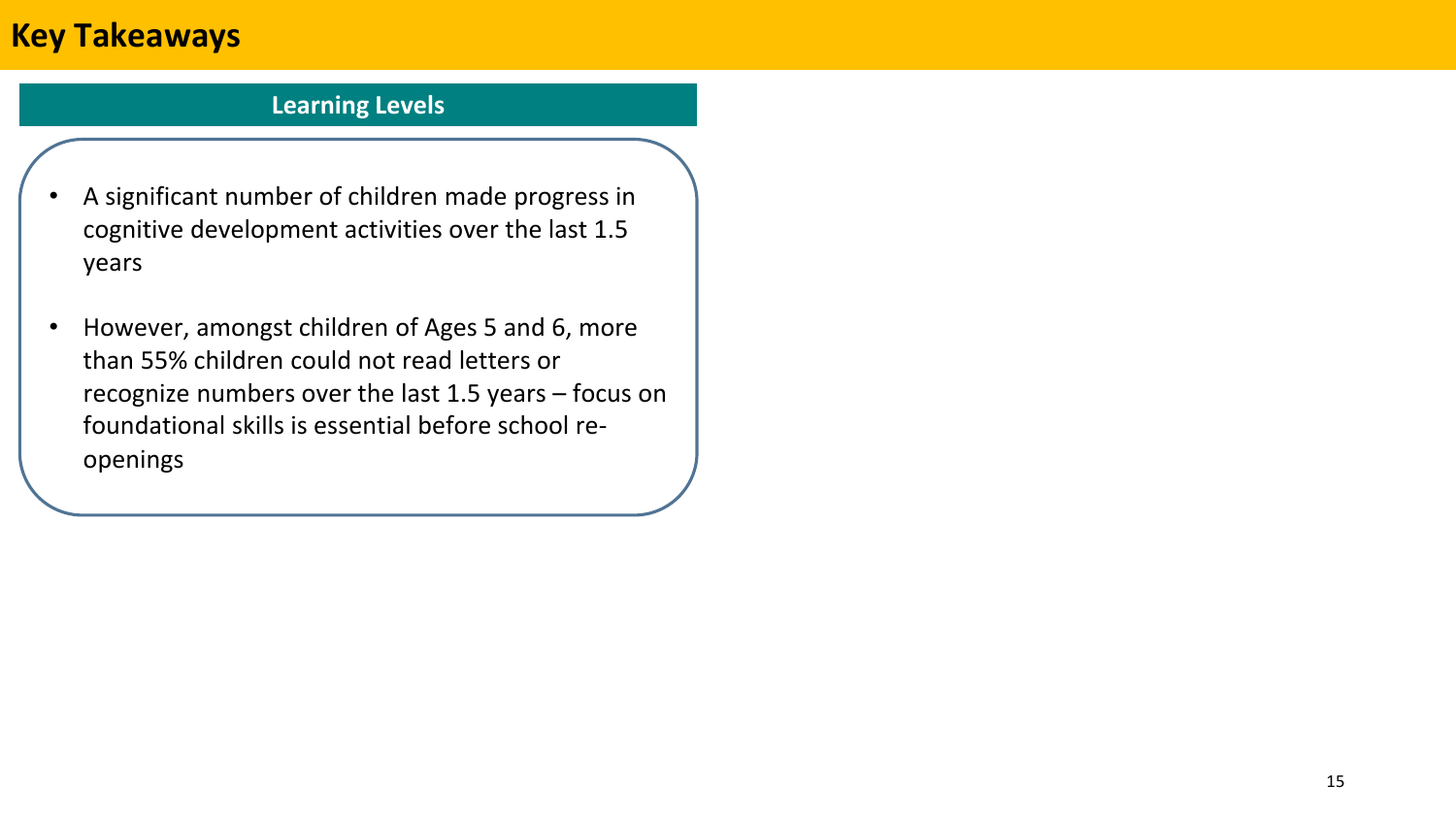# Key Takeaways

## Learning Levels

- A significant number of children made progress in cognitive development activities over the last 1.5 years
- However, amongst children of Ages 5 and 6, more than 55% children could not read letters or recognize numbers over the last 1.5 years – focus on foundational skills is essential before school re-openings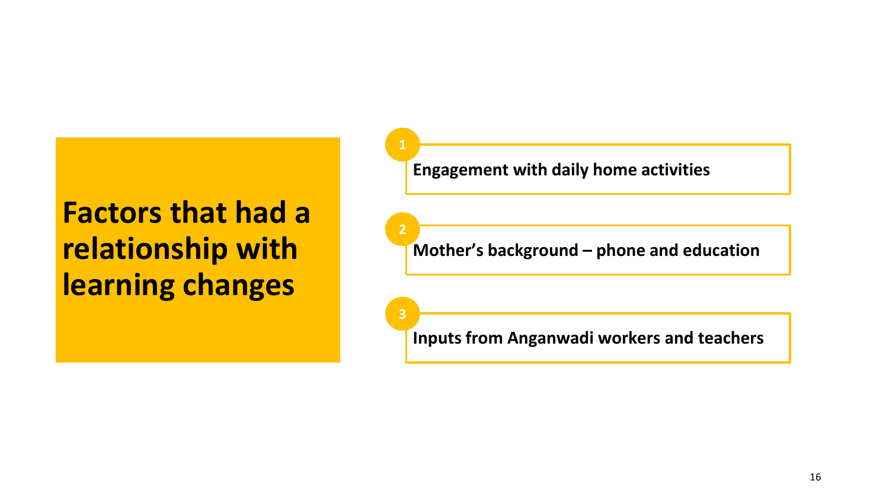# Factors that had a relationship with learning changes

1. **Engagement with daily home activities**
2. **Mother's background – phone and education**
3. **Inputs from Anganwadi workers and teachers**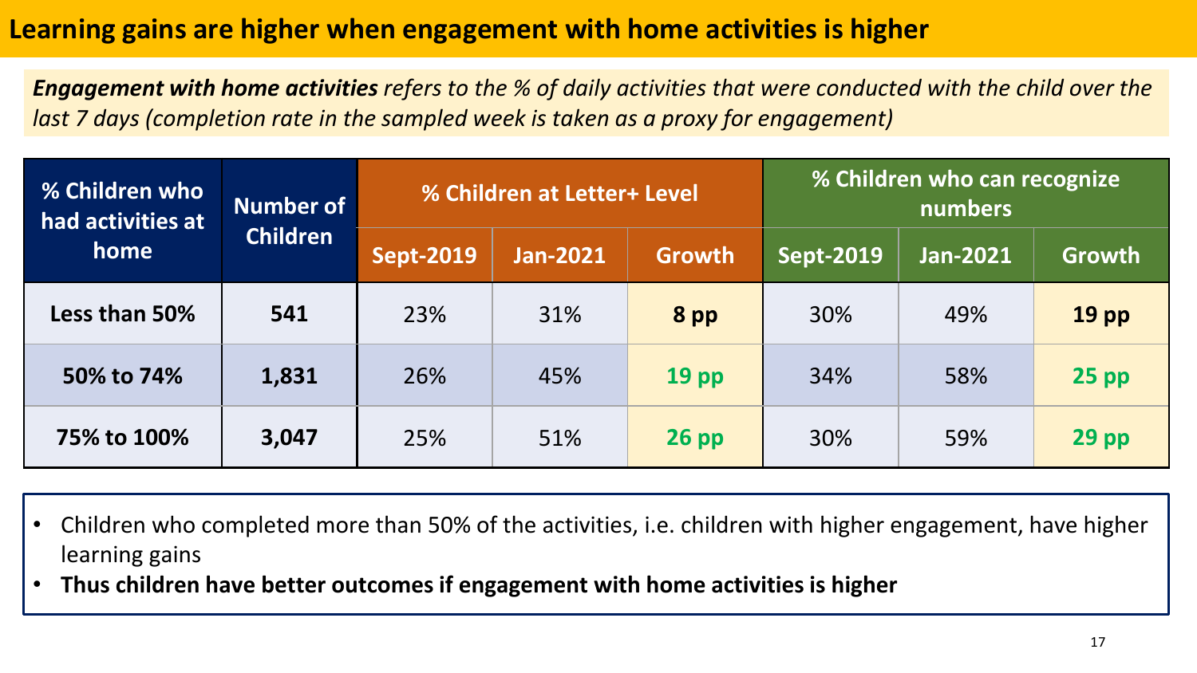# Learning gains are higher when engagement with home activities is higher

***Engagement with home activities*** *refers to the % of daily activities that were conducted with the child over the last 7 days (completion rate in the sampled week is taken as a proxy for engagement)*

| % Children who had activities at home | Number of Children | % Children at Letter+ Level | | | % Children who can recognize numbers | | |
|---|---|---|---|---|---|---|---|
| | | Sept-2019 | Jan-2021 | Growth | Sept-2019 | Jan-2021 | Growth |
| **Less than 50%** | **541** | 23% | 31% | **8 pp** | 30% | 49% | **19 pp** |
| **50% to 74%** | **1,831** | 26% | 45% | **19 pp** | 34% | 58% | **25 pp** |
| **75% to 100%** | **3,047** | 25% | 51% | **26 pp** | 30% | 59% | **29 pp** |

- Children who completed more than 50% of the activities, i.e. children with higher engagement, have higher learning gains
- **Thus children have better outcomes if engagement with home activities is higher**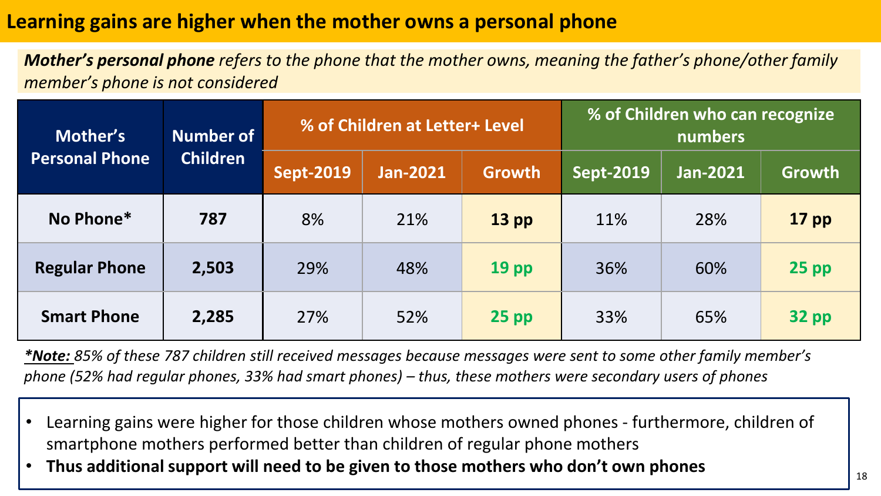# Learning gains are higher when the mother owns a personal phone

***Mother's personal phone*** *refers to the phone that the mother owns, meaning the father's phone/other family member's phone is not considered*

| Mother's Personal Phone | Number of Children | % of Children at Letter+ Level | | | % of Children who can recognize numbers | | |
|---|---|---|---|---|---|---|---|
| | | Sept-2019 | Jan-2021 | Growth | Sept-2019 | Jan-2021 | Growth |
| **No Phone*** | **787** | 8% | 21% | **13 pp** | 11% | 28% | **17 pp** |
| **Regular Phone** | **2,503** | 29% | 48% | **19 pp** | 36% | 60% | **25 pp** |
| **Smart Phone** | **2,285** | 27% | 52% | **25 pp** | 33% | 65% | **32 pp** |

*__*Note:__ 85% of these 787 children still received messages because messages were sent to some other family member's phone (52% had regular phones, 33% had smart phones) – thus, these mothers were secondary users of phones*

- Learning gains were higher for those children whose mothers owned phones - furthermore, children of smartphone mothers performed better than children of regular phone mothers
- **Thus additional support will need to be given to those mothers who don't own phones**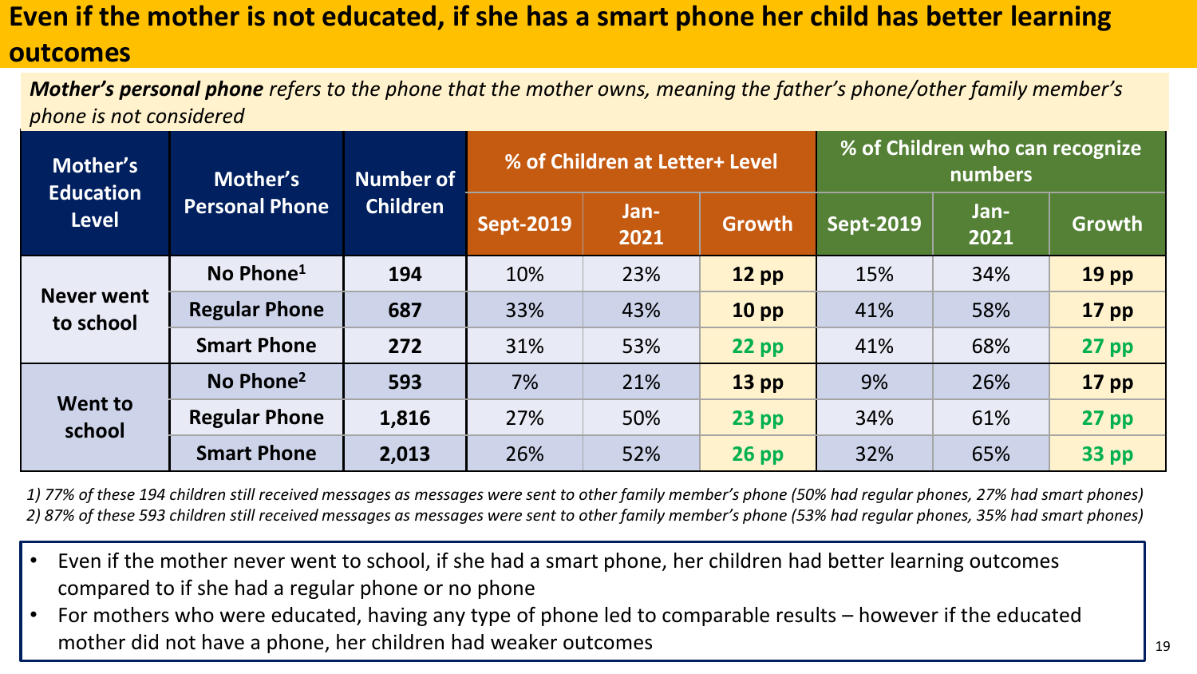# Even if the mother is not educated, if she has a smart phone her child has better learning outcomes

***Mother's personal phone** refers to the phone that the mother owns, meaning the father's phone/other family member's phone is not considered*

| Mother's Education Level | Mother's Personal Phone | Number of Children | % of Children at Letter+ Level | | | % of Children who can recognize numbers | | |
|---|---|---|---|---|---|---|---|---|
| | | | Sept-2019 | Jan-2021 | Growth | Sept-2019 | Jan-2021 | Growth |
| Never went to school | No Phone[1] | 194 | 10% | 23% | 12 pp | 15% | 34% | 19 pp |
| | Regular Phone | 687 | 33% | 43% | 10 pp | 41% | 58% | 17 pp |
| | Smart Phone | 272 | 31% | 53% | 22 pp | 41% | 68% | 27 pp |
| Went to school | No Phone[2] | 593 | 7% | 21% | 13 pp | 9% | 26% | 17 pp |
| | Regular Phone | 1,816 | 27% | 50% | 23 pp | 34% | 61% | 27 pp |
| | Smart Phone | 2,013 | 26% | 52% | 26 pp | 32% | 65% | 33 pp |

*1) 77% of these 194 children still received messages as messages were sent to other family member's phone (50% had regular phones, 27% had smart phones)*
*2) 87% of these 593 children still received messages as messages were sent to other family member's phone (53% had regular phones, 35% had smart phones)*

- Even if the mother never went to school, if she had a smart phone, her children had better learning outcomes compared to if she had a regular phone or no phone
- For mothers who were educated, having any type of phone led to comparable results – however if the educated mother did not have a phone, her children had weaker outcomes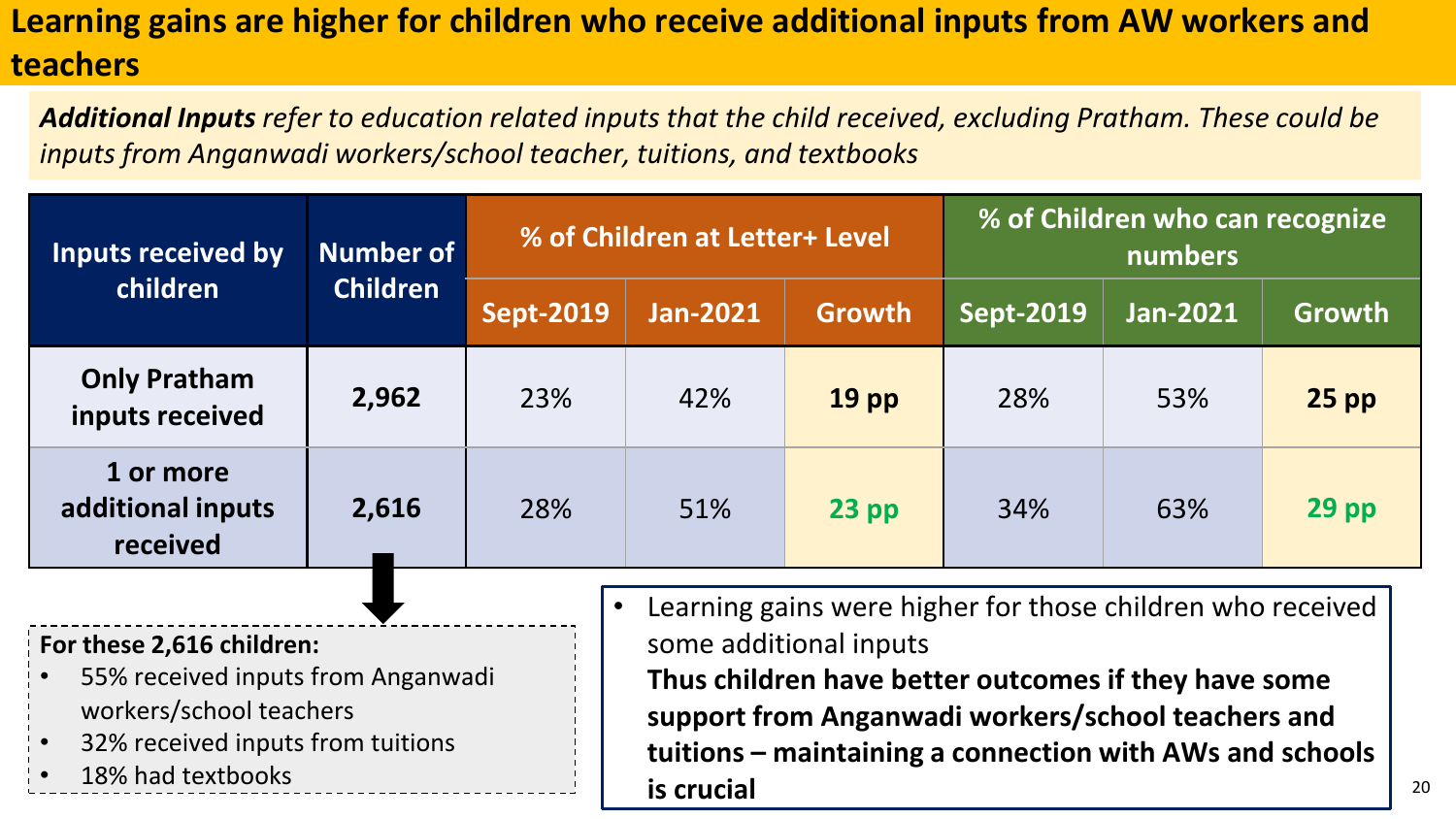# Learning gains are higher for children who receive additional inputs from AW workers and teachers

***Additional Inputs** refer to education related inputs that the child received, excluding Pratham. These could be inputs from Anganwadi workers/school teacher, tuitions, and textbooks*

| Inputs received by children | Number of Children | % of Children at Letter+ Level | | | % of Children who can recognize numbers | | |
|---|---|---|---|---|---|---|---|
| | | Sept-2019 | Jan-2021 | Growth | Sept-2019 | Jan-2021 | Growth |
| **Only Pratham inputs received** | **2,962** | 23% | 42% | **19 pp** | 28% | 53% | **25 pp** |
| **1 or more additional inputs received** | **2,616** | 28% | 51% | **23 pp** | 34% | 63% | **29 pp** |

**For these 2,616 children:**

- 55% received inputs from Anganwadi workers/school teachers
- 32% received inputs from tuitions
- 18% had textbooks

- Learning gains were higher for those children who received some additional inputs
  **Thus children have better outcomes if they have some support from Anganwadi workers/school teachers and tuitions – maintaining a connection with AWs and schools is crucial**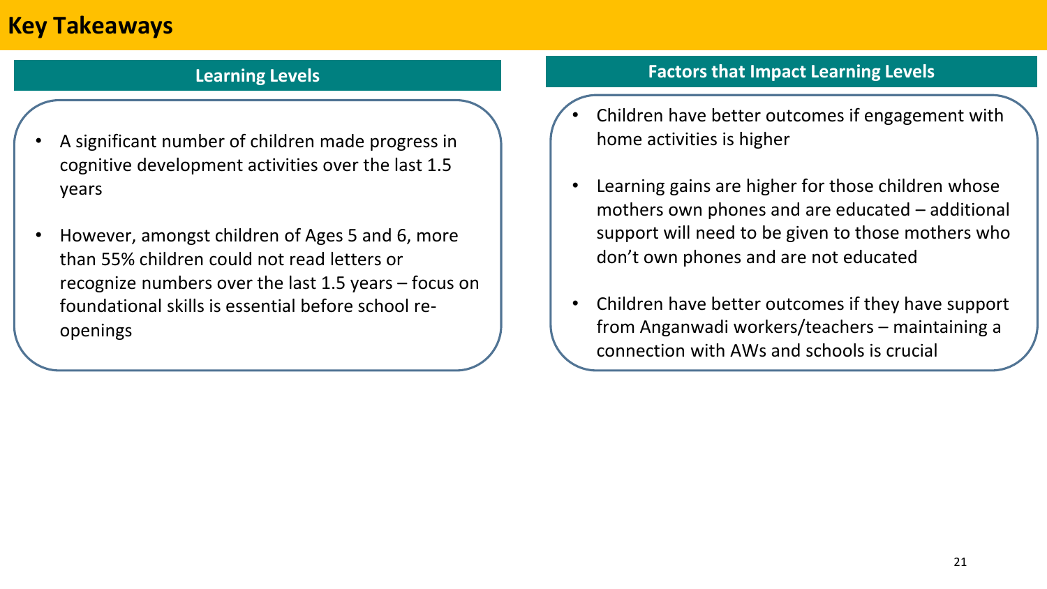# Key Takeaways

## Learning Levels

- A significant number of children made progress in cognitive development activities over the last 1.5 years
- However, amongst children of Ages 5 and 6, more than 55% children could not read letters or recognize numbers over the last 1.5 years – focus on foundational skills is essential before school re-openings

## Factors that Impact Learning Levels

- Children have better outcomes if engagement with home activities is higher
- Learning gains are higher for those children whose mothers own phones and are educated – additional support will need to be given to those mothers who don't own phones and are not educated
- Children have better outcomes if they have support from Anganwadi workers/teachers – maintaining a connection with AWs and schools is crucial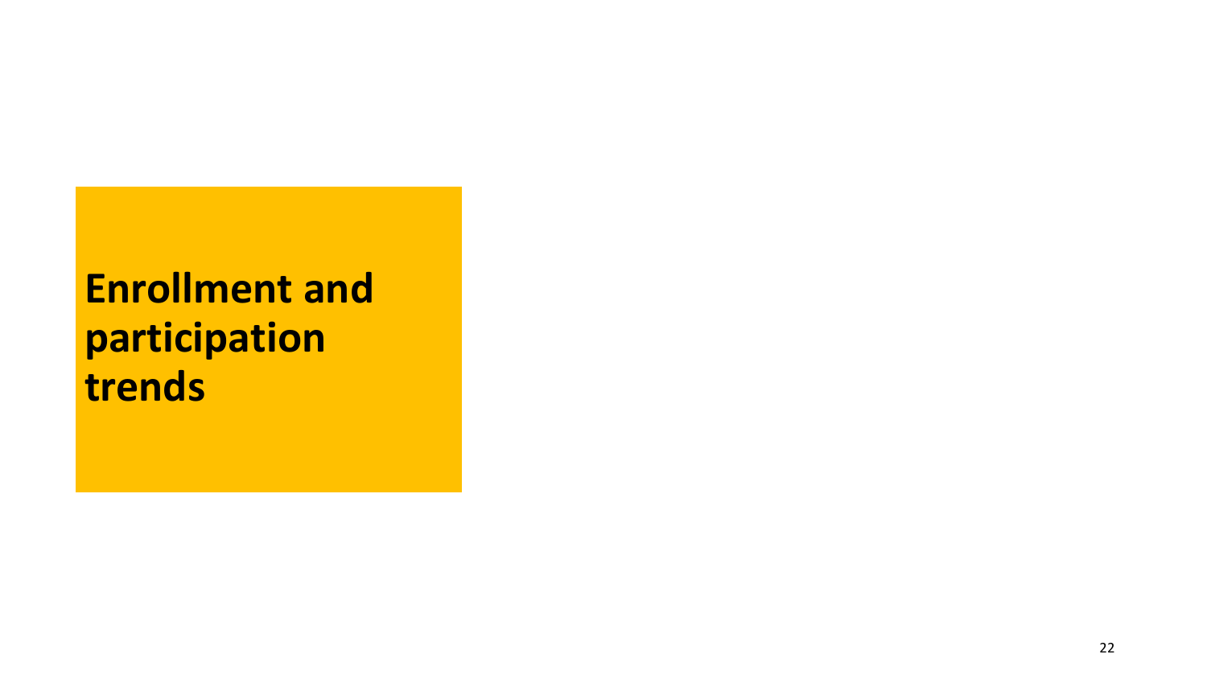# Enrollment and participation trends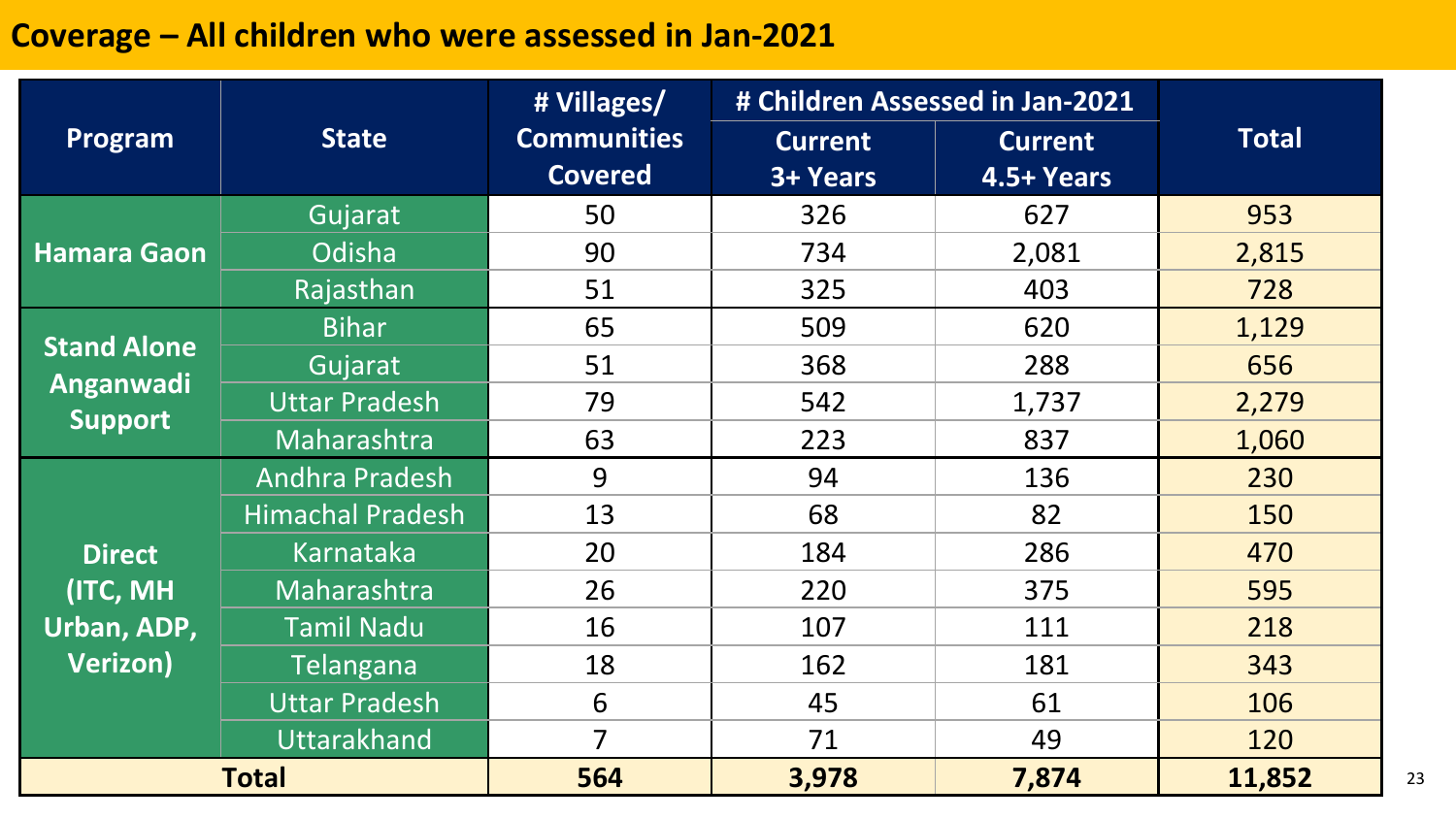## Coverage – All children who were assessed in Jan-2021

| Program | State | # Villages/ Communities Covered | # Children Assessed in Jan-2021 | | Total |
|---|---|---|---|---|---|
| | | | Current 3+ Years | Current 4.5+ Years | |
| Hamara Gaon | Gujarat | 50 | 326 | 627 | 953 |
| | Odisha | 90 | 734 | 2,081 | 2,815 |
| | Rajasthan | 51 | 325 | 403 | 728 |
| Stand Alone Anganwadi Support | Bihar | 65 | 509 | 620 | 1,129 |
| | Gujarat | 51 | 368 | 288 | 656 |
| | Uttar Pradesh | 79 | 542 | 1,737 | 2,279 |
| | Maharashtra | 63 | 223 | 837 | 1,060 |
| Direct (ITC, MH Urban, ADP, Verizon) | Andhra Pradesh | 9 | 94 | 136 | 230 |
| | Himachal Pradesh | 13 | 68 | 82 | 150 |
| | Karnataka | 20 | 184 | 286 | 470 |
| | Maharashtra | 26 | 220 | 375 | 595 |
| | Tamil Nadu | 16 | 107 | 111 | 218 |
| | Telangana | 18 | 162 | 181 | 343 |
| | Uttar Pradesh | 6 | 45 | 61 | 106 |
| | Uttarakhand | 7 | 71 | 49 | 120 |
| **Total** | | **564** | **3,978** | **7,874** | **11,852** |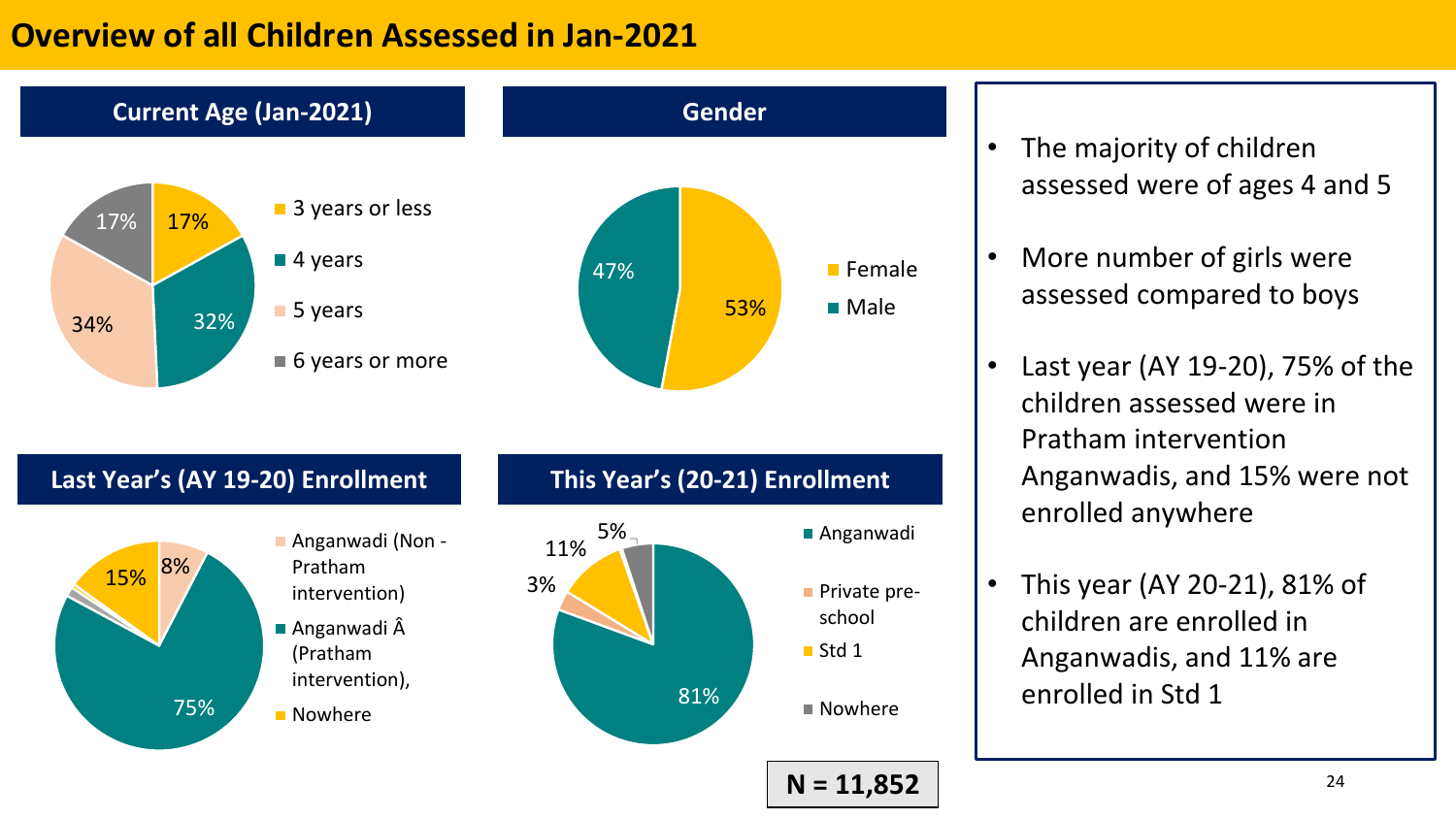# Overview of all Children Assessed in Jan-2021

## Current Age (Jan-2021)

| Category | Percentage |
|---|---|
| 3 years or less | 17% |
| 4 years | 32% |
| 5 years | 34% |
| 6 years or more | 17% |

## Gender

| Category | Percentage |
|---|---|
| Female | 53% |
| Male | 47% |

## Last Year's (AY 19-20) Enrollment

| Category | Percentage |
|---|---|
| Anganwadi (Non - Pratham intervention) | 8% |
| Anganwadi Â (Pratham intervention), | 75% |
| Nowhere | 15% |

## This Year's (20-21) Enrollment

| Category | Percentage |
|---|---|
| Anganwadi | 81% |
| Private pre-school | 3% |
| Std 1 | 11% |
| Nowhere | 5% |

**N = 11,852**

- The majority of children assessed were of ages 4 and 5
- More number of girls were assessed compared to boys
- Last year (AY 19-20), 75% of the children assessed were in Pratham intervention Anganwadis, and 15% were not enrolled anywhere
- This year (AY 20-21), 81% of children are enrolled in Anganwadis, and 11% are enrolled in Std 1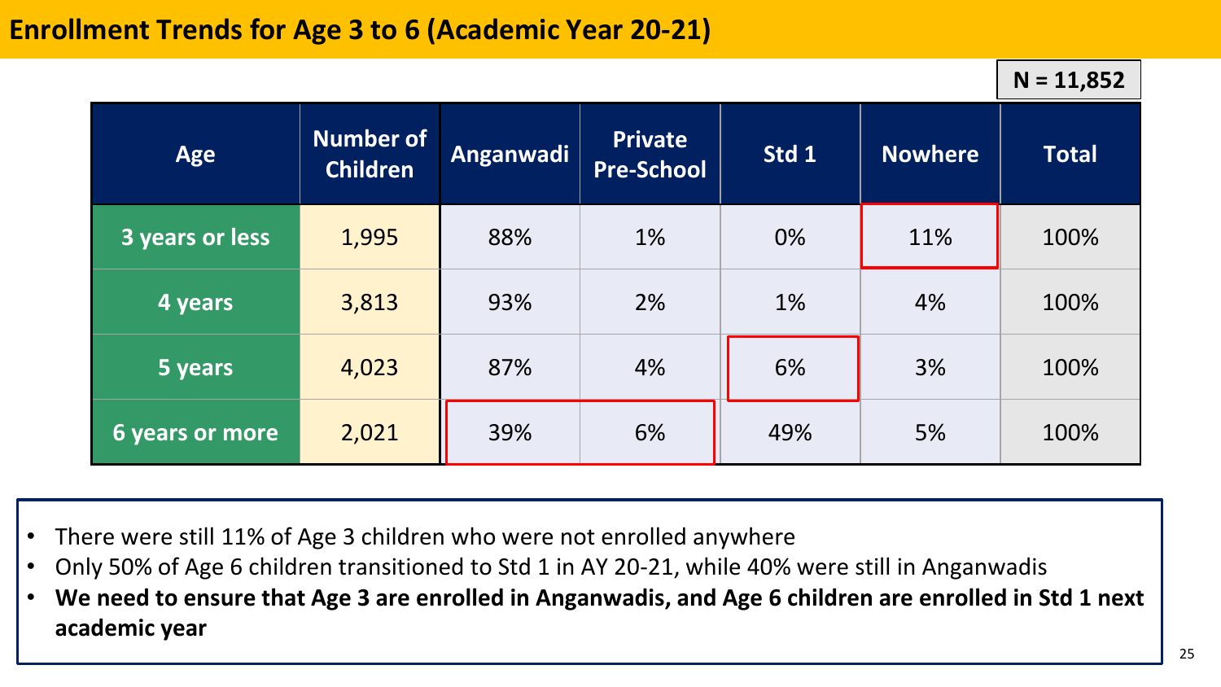# Enrollment Trends for Age 3 to 6 (Academic Year 20-21)

**N = 11,852**

| Age | Number of Children | Anganwadi | Private Pre-School | Std 1 | Nowhere | Total |
|---|---|---|---|---|---|---|
| 3 years or less | 1,995 | 88% | 1% | 0% | 11% | 100% |
| 4 years | 3,813 | 93% | 2% | 1% | 4% | 100% |
| 5 years | 4,023 | 87% | 4% | 6% | 3% | 100% |
| 6 years or more | 2,021 | 39% | 6% | 49% | 5% | 100% |

- There were still 11% of Age 3 children who were not enrolled anywhere
- Only 50% of Age 6 children transitioned to Std 1 in AY 20-21, while 40% were still in Anganwadis
- **We need to ensure that Age 3 are enrolled in Anganwadis, and Age 6 children are enrolled in Std 1 next academic year**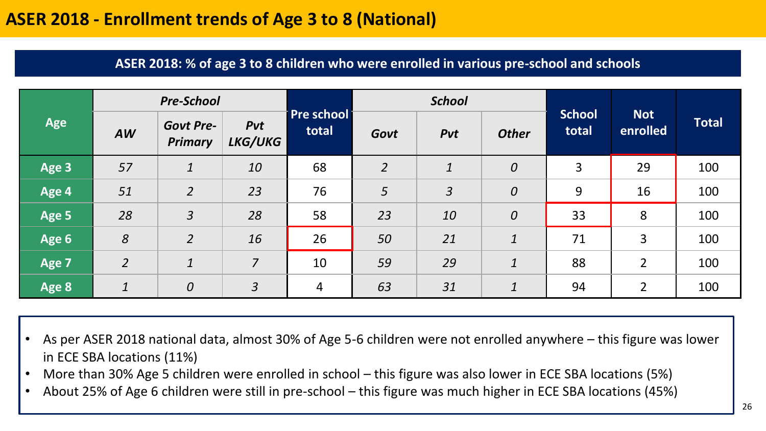# ASER 2018 - Enrollment trends of Age 3 to 8 (National)

**ASER 2018: % of age 3 to 8 children who were enrolled in various pre-school and schools**

| Age | *Pre-School* | | | Pre school total | *School* | | | School total | Not enrolled | Total |
|---|---|---|---|---|---|---|---|---|---|---|
| | *AW* | *Govt Pre-Primary* | *Pvt LKG/UKG* | | *Govt* | *Pvt* | *Other* | | | |
| **Age 3** | *57* | *1* | *10* | 68 | *2* | *1* | *0* | 3 | 29 | 100 |
| **Age 4** | *51* | *2* | *23* | 76 | *5* | *3* | *0* | 9 | 16 | 100 |
| **Age 5** | *28* | *3* | *28* | 58 | *23* | *10* | *0* | 33 | 8 | 100 |
| **Age 6** | *8* | *2* | *16* | 26 | *50* | *21* | *1* | 71 | 3 | 100 |
| **Age 7** | *2* | *1* | *7* | 10 | *59* | *29* | *1* | 88 | 2 | 100 |
| **Age 8** | *1* | *0* | *3* | 4 | *63* | *31* | *1* | 94 | 2 | 100 |

- As per ASER 2018 national data, almost 30% of Age 5-6 children were not enrolled anywhere – this figure was lower in ECE SBA locations (11%)
- More than 30% Age 5 children were enrolled in school – this figure was also lower in ECE SBA locations (5%)
- About 25% of Age 6 children were still in pre-school – this figure was much higher in ECE SBA locations (45%)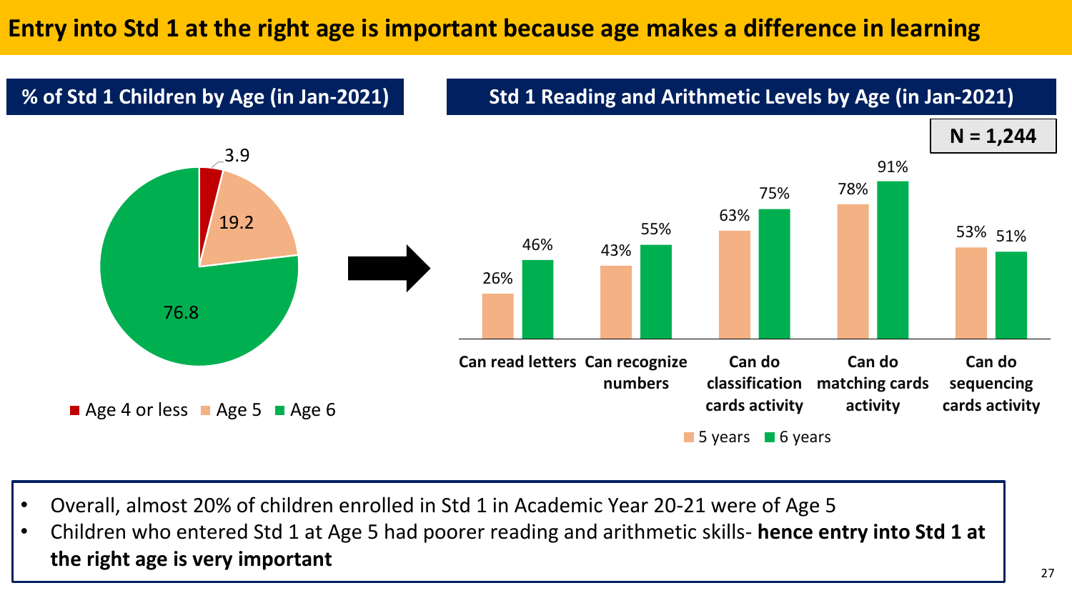# Entry into Std 1 at the right age is important because age makes a difference in learning

## % of Std 1 Children by Age (in Jan-2021)

| Age | % |
|---|---|
| Age 4 or less | 3.9 |
| Age 5 | 19.2 |
| Age 6 | 76.8 |

## Std 1 Reading and Arithmetic Levels by Age (in Jan-2021)

N = 1,244

| | 5 years | 6 years |
|---|---|---|
| Can read letters | 26% | 46% |
| Can recognize numbers | 43% | 55% |
| Can do classification cards activity | 63% | 75% |
| Can do matching cards activity | 78% | 91% |
| Can do sequencing cards activity | 53% | 51% |

- Overall, almost 20% of children enrolled in Std 1 in Academic Year 20-21 were of Age 5
- Children who entered Std 1 at Age 5 had poorer reading and arithmetic skills- **hence entry into Std 1 at the right age is very important**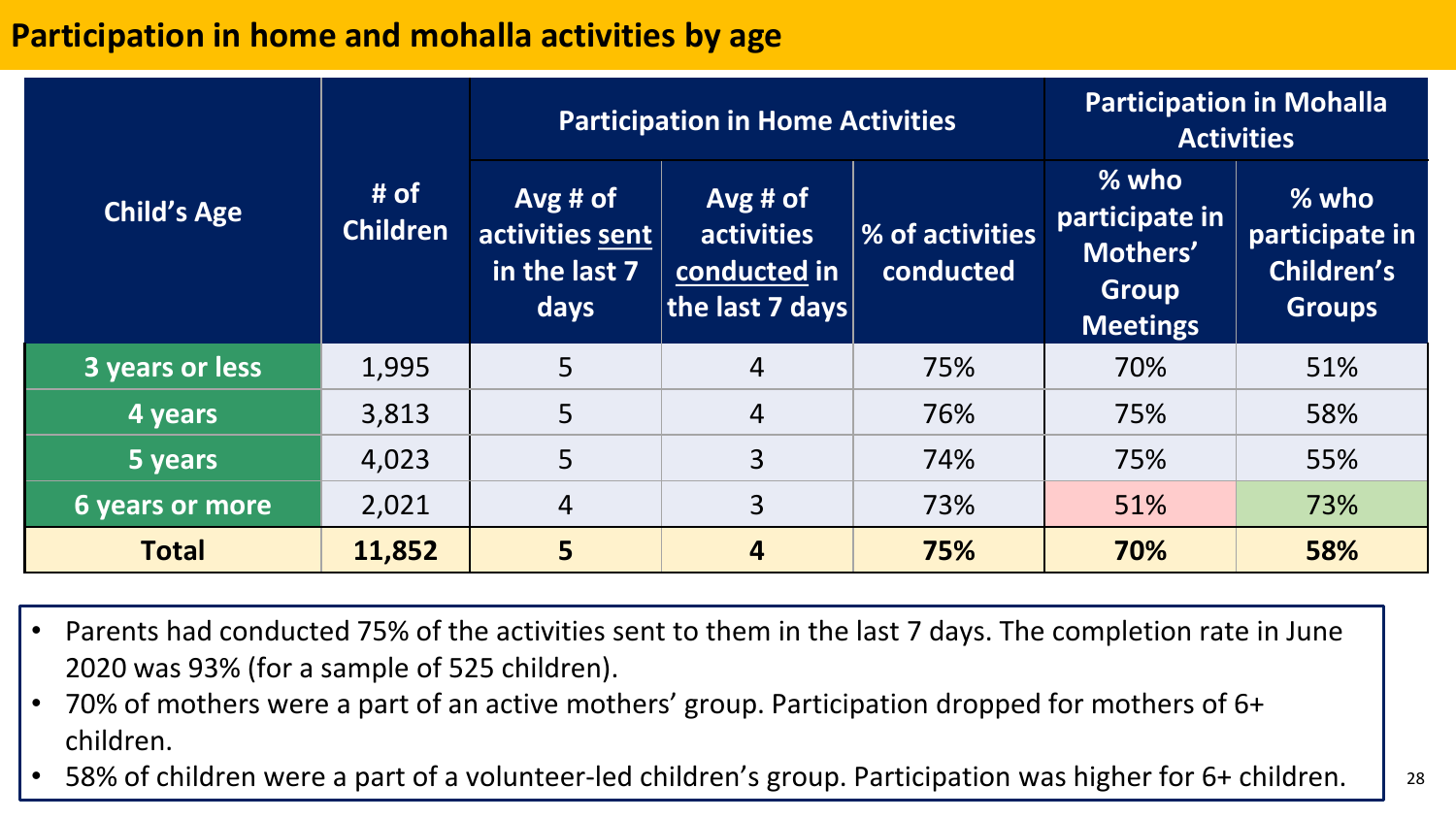# Participation in home and mohalla activities by age

| Child's Age | # of Children | Participation in Home Activities | | | Participation in Mohalla Activities | |
|---|---|---|---|---|---|---|
| | | Avg # of activities sent in the last 7 days | Avg # of activities conducted in the last 7 days | % of activities conducted | % who participate in Mothers' Group Meetings | % who participate in Children's Groups |
| 3 years or less | 1,995 | 5 | 4 | 75% | 70% | 51% |
| 4 years | 3,813 | 5 | 4 | 76% | 75% | 58% |
| 5 years | 4,023 | 5 | 3 | 74% | 75% | 55% |
| 6 years or more | 2,021 | 4 | 3 | 73% | 51% | 73% |
| **Total** | **11,852** | **5** | **4** | **75%** | **70%** | **58%** |

- Parents had conducted 75% of the activities sent to them in the last 7 days. The completion rate in June 2020 was 93% (for a sample of 525 children).
- 70% of mothers were a part of an active mothers' group. Participation dropped for mothers of 6+ children.
- 58% of children were a part of a volunteer-led children's group. Participation was higher for 6+ children.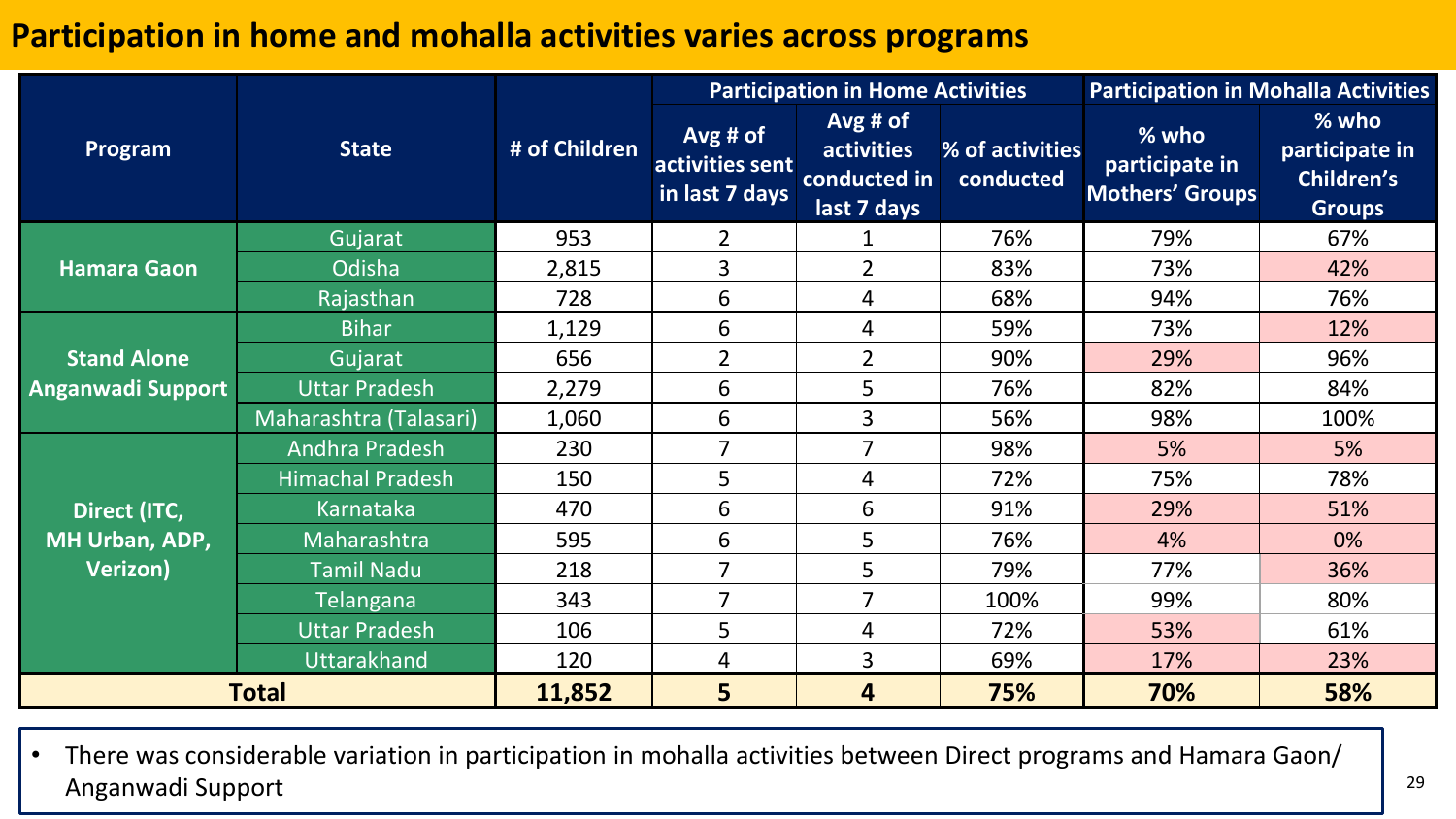# Participation in home and mohalla activities varies across programs

| Program | State | # of Children | Participation in Home Activities | | | Participation in Mohalla Activities | |
|---|---|---|---|---|---|---|---|
| | | | Avg # of activities sent in last 7 days | Avg # of activities conducted in last 7 days | % of activities conducted | % who participate in Mothers' Groups | % who participate in Children's Groups |
| Hamara Gaon | Gujarat | 953 | 2 | 1 | 76% | 79% | 67% |
| | Odisha | 2,815 | 3 | 2 | 83% | 73% | 42% |
| | Rajasthan | 728 | 6 | 4 | 68% | 94% | 76% |
| Stand Alone Anganwadi Support | Bihar | 1,129 | 6 | 4 | 59% | 73% | 12% |
| | Gujarat | 656 | 2 | 2 | 90% | 29% | 96% |
| | Uttar Pradesh | 2,279 | 6 | 5 | 76% | 82% | 84% |
| | Maharashtra (Talasari) | 1,060 | 6 | 3 | 56% | 98% | 100% |
| Direct (ITC, MH Urban, ADP, Verizon) | Andhra Pradesh | 230 | 7 | 7 | 98% | 5% | 5% |
| | Himachal Pradesh | 150 | 5 | 4 | 72% | 75% | 78% |
| | Karnataka | 470 | 6 | 6 | 91% | 29% | 51% |
| | Maharashtra | 595 | 6 | 5 | 76% | 4% | 0% |
| | Tamil Nadu | 218 | 7 | 5 | 79% | 77% | 36% |
| | Telangana | 343 | 7 | 7 | 100% | 99% | 80% |
| | Uttar Pradesh | 106 | 5 | 4 | 72% | 53% | 61% |
| | Uttarakhand | 120 | 4 | 3 | 69% | 17% | 23% |
| **Total** | | **11,852** | **5** | **4** | **75%** | **70%** | **58%** |

- There was considerable variation in participation in mohalla activities between Direct programs and Hamara Gaon/ Anganwadi Support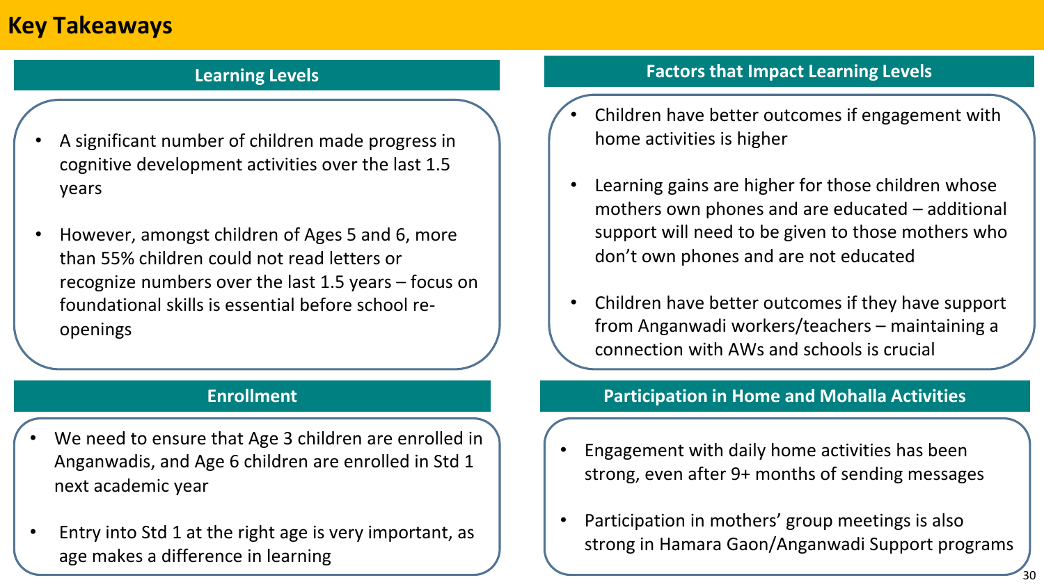# Key Takeaways

## Learning Levels

- A significant number of children made progress in cognitive development activities over the last 1.5 years
- However, amongst children of Ages 5 and 6, more than 55% children could not read letters or recognize numbers over the last 1.5 years – focus on foundational skills is essential before school re-openings

## Factors that Impact Learning Levels

- Children have better outcomes if engagement with home activities is higher
- Learning gains are higher for those children whose mothers own phones and are educated – additional support will need to be given to those mothers who don't own phones and are not educated
- Children have better outcomes if they have support from Anganwadi workers/teachers – maintaining a connection with AWs and schools is crucial

## Enrollment

- We need to ensure that Age 3 children are enrolled in Anganwadis, and Age 6 children are enrolled in Std 1 next academic year
- Entry into Std 1 at the right age is very important, as age makes a difference in learning

## Participation in Home and Mohalla Activities

- Engagement with daily home activities has been strong, even after 9+ months of sending messages
- Participation in mothers' group meetings is also strong in Hamara Gaon/Anganwadi Support programs